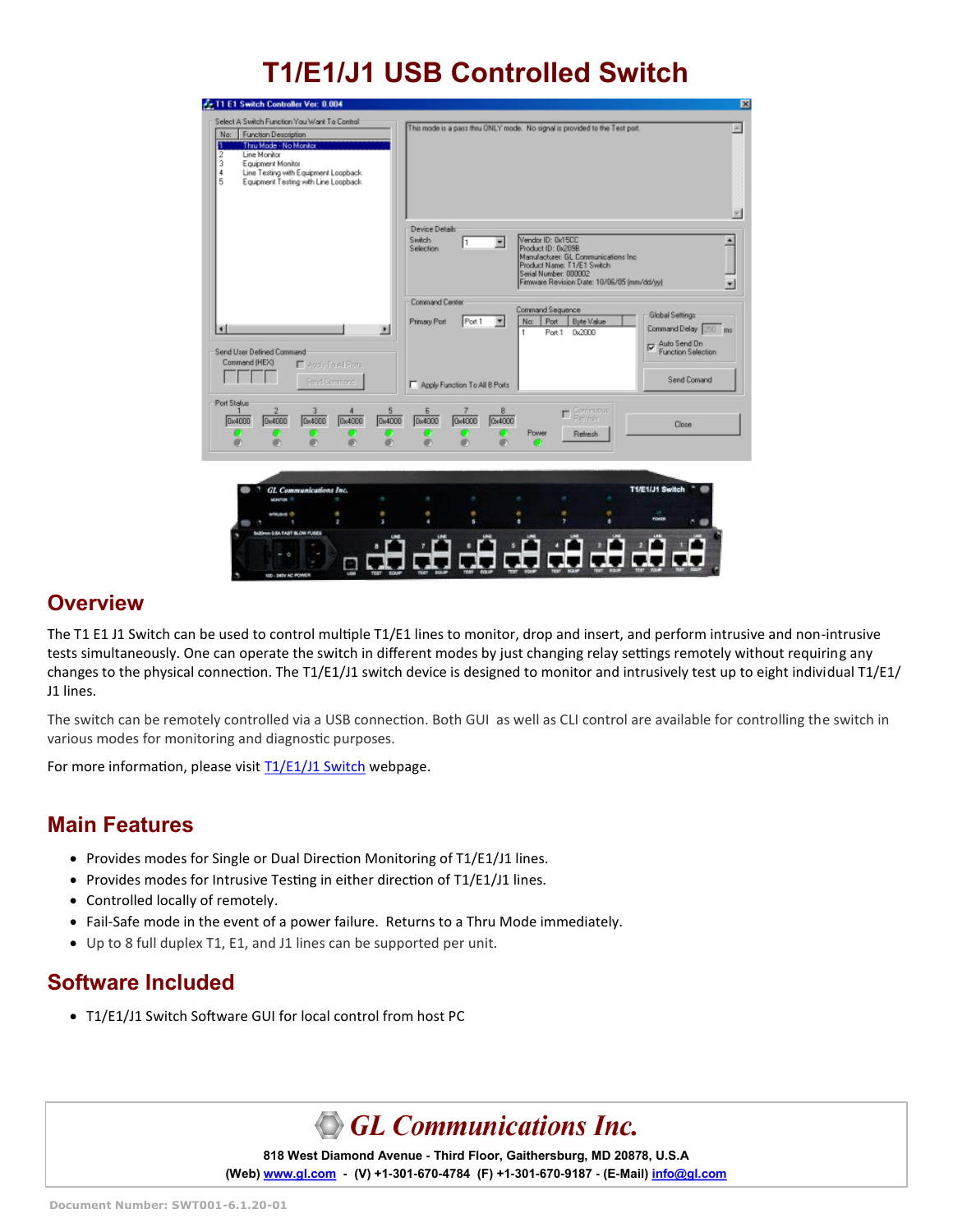# T1/E1/J1 USB Controlled Switch

## Overview

The T1 E1 J1 Switch can be used to control multiple T1/E1 lines to monitor, drop and insert, and perform intrusive and non-intrusive tests simultaneously. One can operate the switch in different modes by just changing relay settings remotely without requiring any changes to the physical connection. The T1/E1/J1 switch device is designed to monitor and intrusively test up to eight individual T1/E1/J1 lines.

The switch can be remotely controlled via a USB connection. Both GUI as well as CLI control are available for controlling the switch in various modes for monitoring and diagnostic purposes.

For more information, please visit T1/E1/J1 Switch webpage.

## Main Features

- Provides modes for Single or Dual Direction Monitoring of T1/E1/J1 lines.
- Provides modes for Intrusive Testing in either direction of T1/E1/J1 lines.
- Controlled locally of remotely.
- Fail-Safe mode in the event of a power failure. Returns to a Thru Mode immediately.
- Up to 8 full duplex T1, E1, and J1 lines can be supported per unit.

## Software Included

- T1/E1/J1 Switch Software GUI for local control from host PC

**GL Communications Inc.**

**818 West Diamond Avenue - Third Floor, Gaithersburg, MD 20878, U.S.A**

**(Web) www.gl.com - (V) +1-301-670-4784 (F) +1-301-670-9187 - (E-Mail) info@gl.com**

Document Number: SWT001-6.1.20-01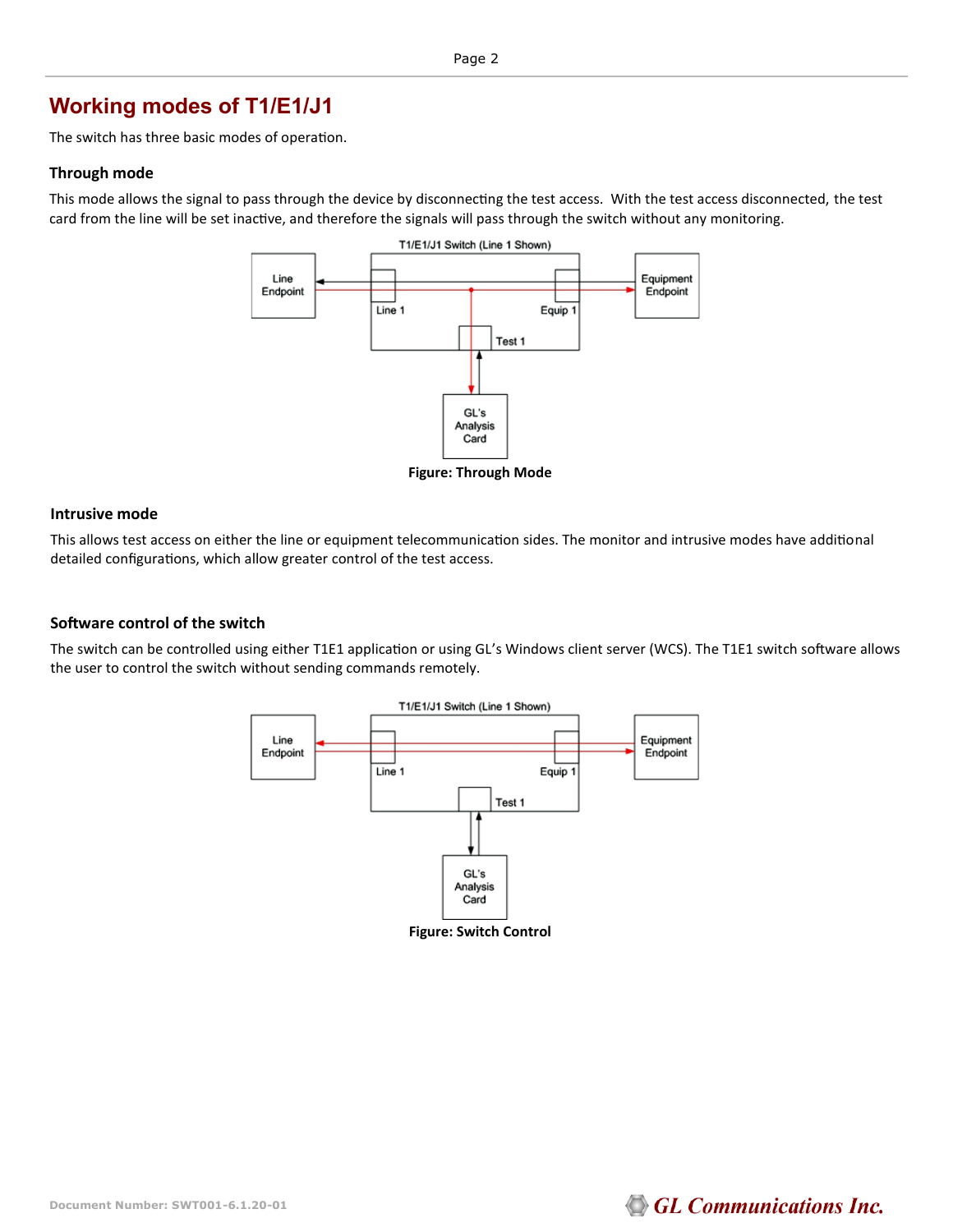# Working modes of T1/E1/J1

The switch has three basic modes of operation.

### Through mode

This mode allows the signal to pass through the device by disconnecting the test access. With the test access disconnected, the test card from the line will be set inactive, and therefore the signals will pass through the switch without any monitoring.

**Figure: Through Mode**

### Intrusive mode

This allows test access on either the line or equipment telecommunication sides. The monitor and intrusive modes have additional detailed configurations, which allow greater control of the test access.

### Software control of the switch

The switch can be controlled using either T1E1 application or using GL's Windows client server (WCS). The T1E1 switch software allows the user to control the switch without sending commands remotely.

**Figure: Switch Control**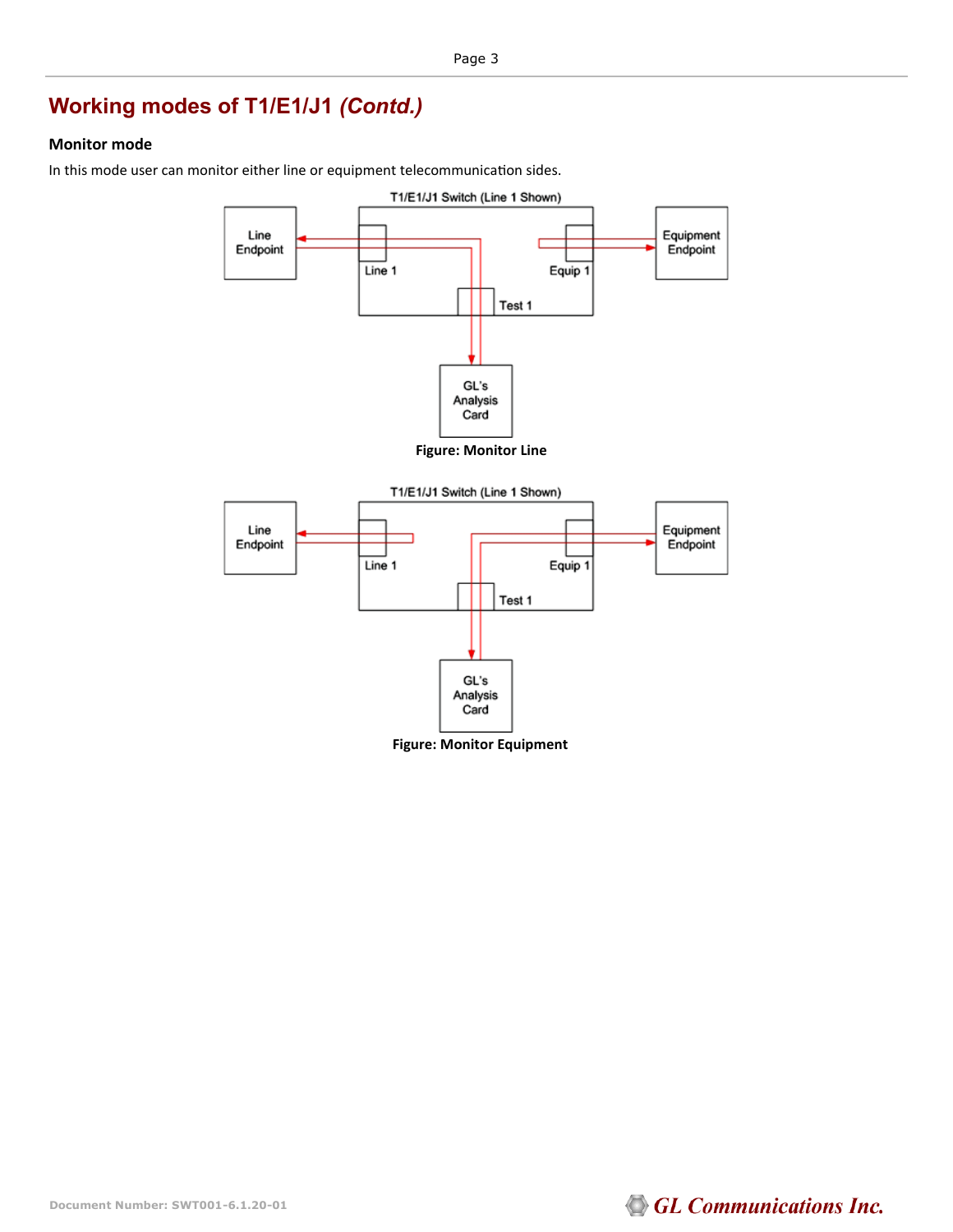## Working modes of T1/E1/J1 *(Contd.)*

### Monitor mode

In this mode user can monitor either line or equipment telecommunication sides.

T1/E1/J1 Switch (Line 1 Shown)

Line Endpoint | Line 1 | Equip 1 | Equipment Endpoint | Test 1 | GL's Analysis Card

**Figure: Monitor Line**

T1/E1/J1 Switch (Line 1 Shown)

Line Endpoint | Line 1 | Equip 1 | Equipment Endpoint | Test 1 | GL's Analysis Card

**Figure: Monitor Equipment**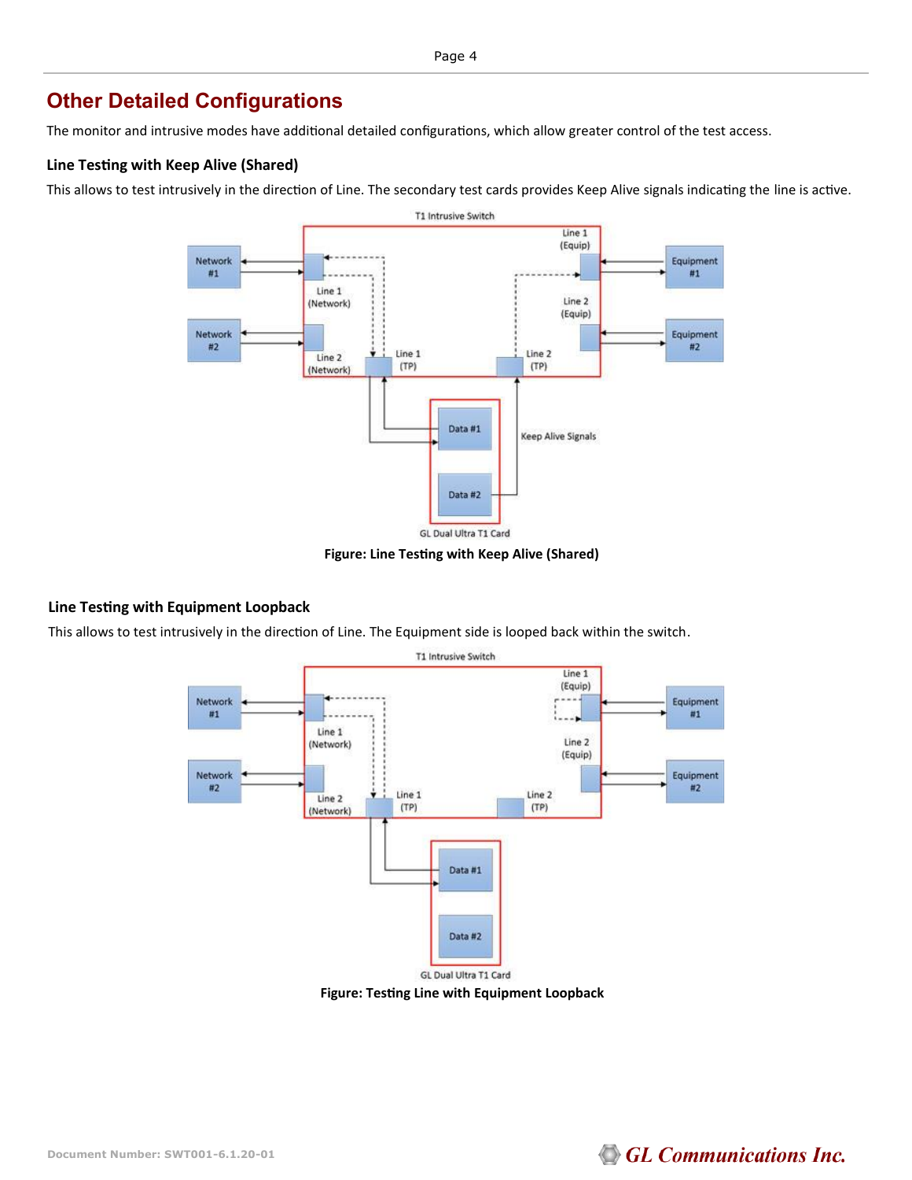## Other Detailed Configurations

The monitor and intrusive modes have additional detailed configurations, which allow greater control of the test access.

### Line Testing with Keep Alive (Shared)

This allows to test intrusively in the direction of Line. The secondary test cards provides Keep Alive signals indicating the line is active.

**Figure: Line Testing with Keep Alive (Shared)**

### Line Testing with Equipment Loopback

This allows to test intrusively in the direction of Line. The Equipment side is looped back within the switch.

**Figure: Testing Line with Equipment Loopback**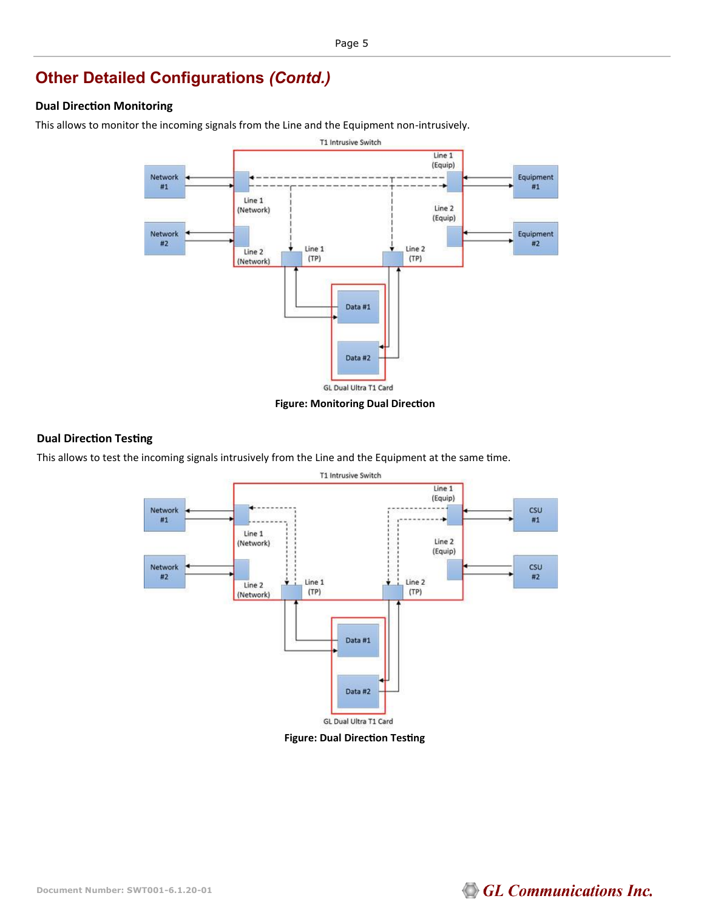## Other Detailed Configurations *(Contd.)*

### Dual Direction Monitoring

This allows to monitor the incoming signals from the Line and the Equipment non-intrusively.

**Figure: Monitoring Dual Direction**

### Dual Direction Testing

This allows to test the incoming signals intrusively from the Line and the Equipment at the same time.

**Figure: Dual Direction Testing**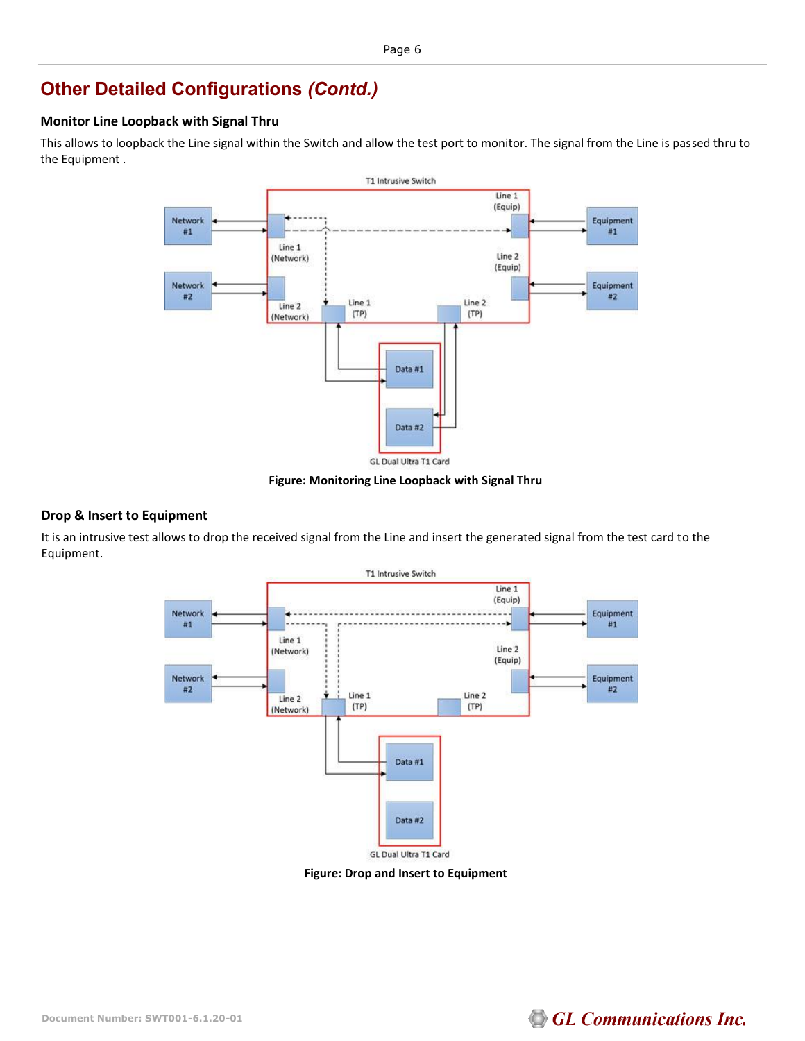## Other Detailed Configurations *(Contd.)*

### Monitor Line Loopback with Signal Thru

This allows to loopback the Line signal within the Switch and allow the test port to monitor. The signal from the Line is passed thru to the Equipment .

**Figure: Monitoring Line Loopback with Signal Thru**

### Drop & Insert to Equipment

It is an intrusive test allows to drop the received signal from the Line and insert the generated signal from the test card to the Equipment.

**Figure: Drop and Insert to Equipment**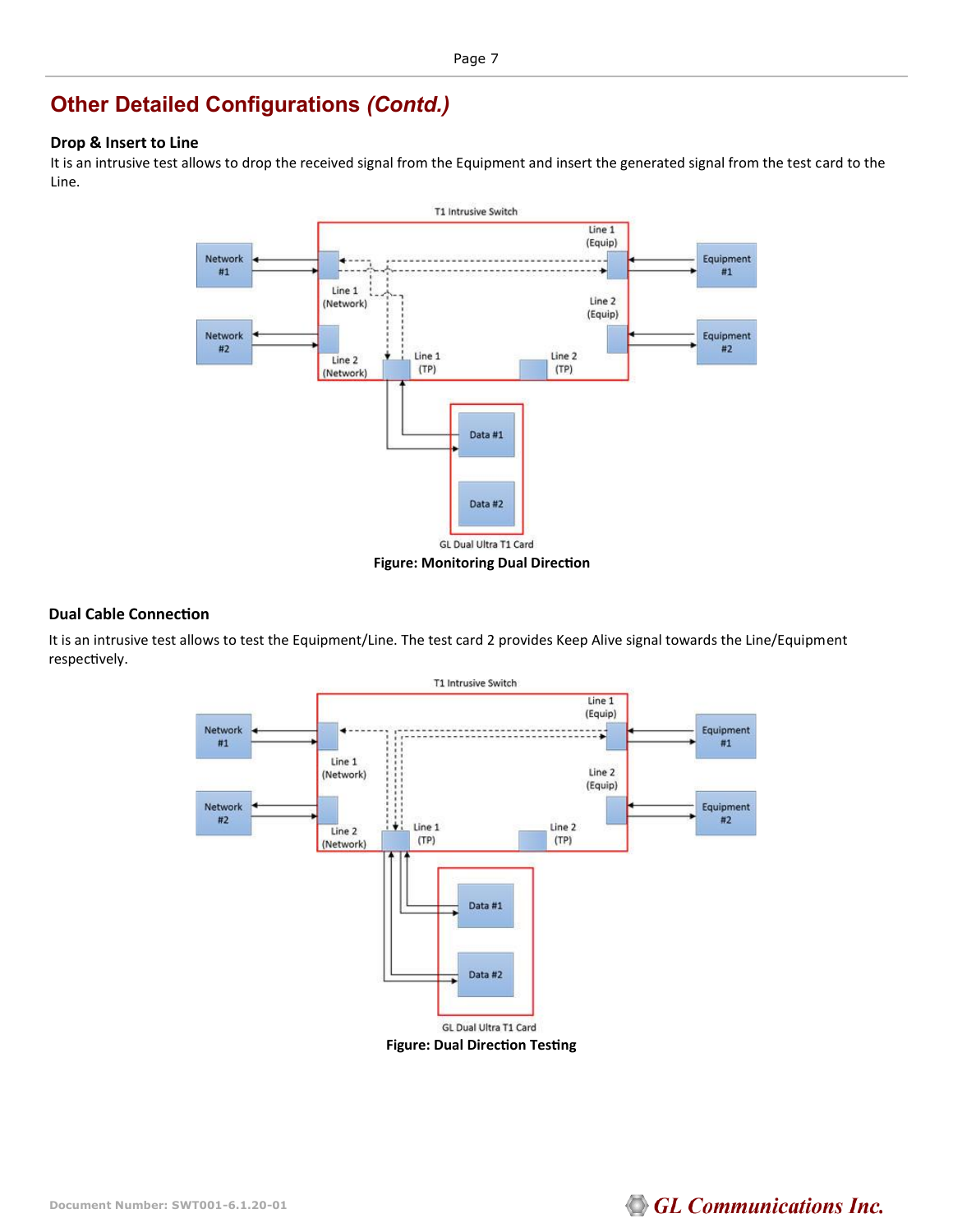## Other Detailed Configurations *(Contd.)*

### Drop & Insert to Line

It is an intrusive test allows to drop the received signal from the Equipment and insert the generated signal from the test card to the Line.

**Figure: Monitoring Dual Direction**

### Dual Cable Connection

It is an intrusive test allows to test the Equipment/Line. The test card 2 provides Keep Alive signal towards the Line/Equipment respectively.

**Figure: Dual Direction Testing**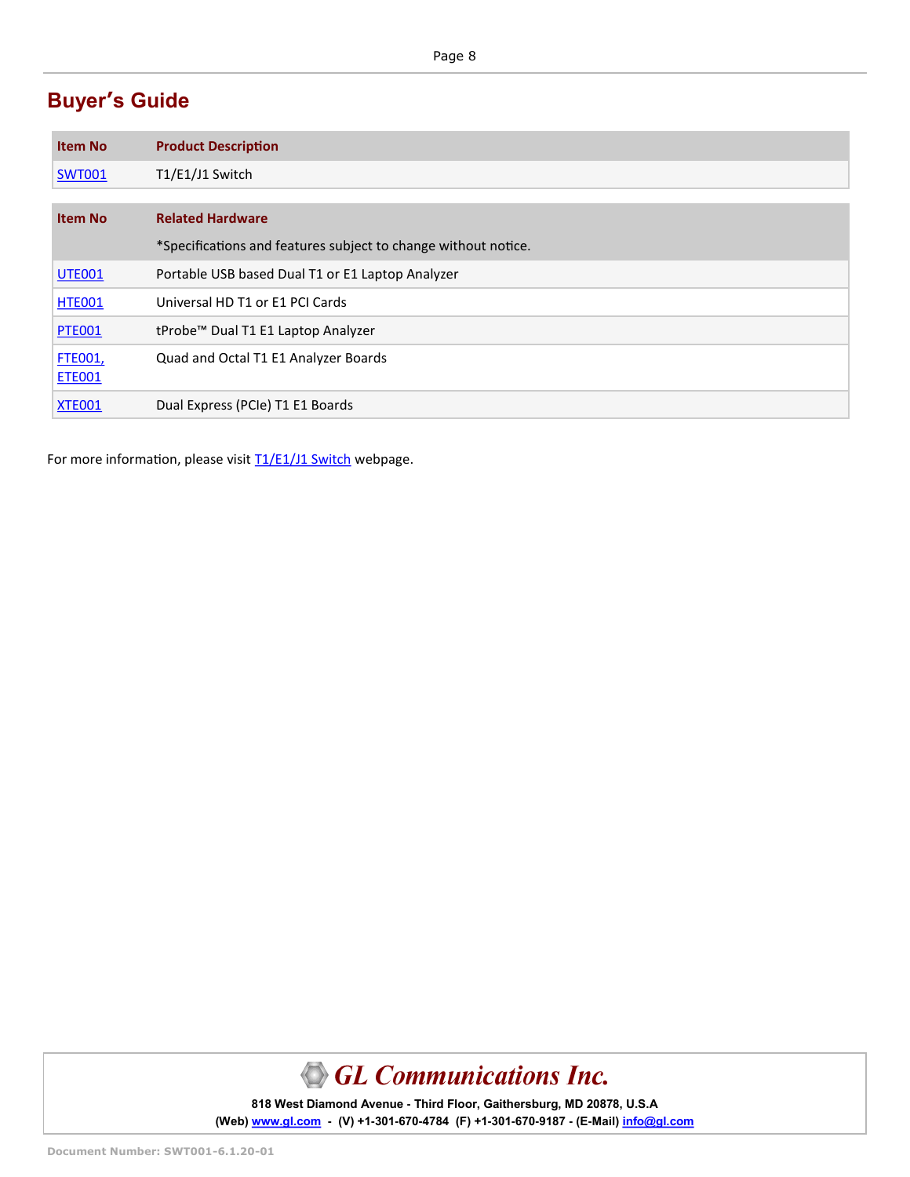## Buyer's Guide

| Item No | Product Description |
|---|---|
| SWT001 | T1/E1/J1 Switch |

| Item No | Related Hardware *Specifications and features subject to change without notice. |
|---|---|
| UTE001 | Portable USB based Dual T1 or E1 Laptop Analyzer |
| HTE001 | Universal HD T1 or E1 PCI Cards |
| PTE001 | tProbe™ Dual T1 E1 Laptop Analyzer |
| FTE001, ETE001 | Quad and Octal T1 E1 Analyzer Boards |
| XTE001 | Dual Express (PCIe) T1 E1 Boards |

For more information, please visit T1/E1/J1 Switch webpage.

**GL Communications Inc.**

**818 West Diamond Avenue - Third Floor, Gaithersburg, MD 20878, U.S.A**

**(Web) www.gl.com - (V) +1-301-670-4784 (F) +1-301-670-9187 - (E-Mail) info@gl.com**

Document Number: SWT001-6.1.20-01